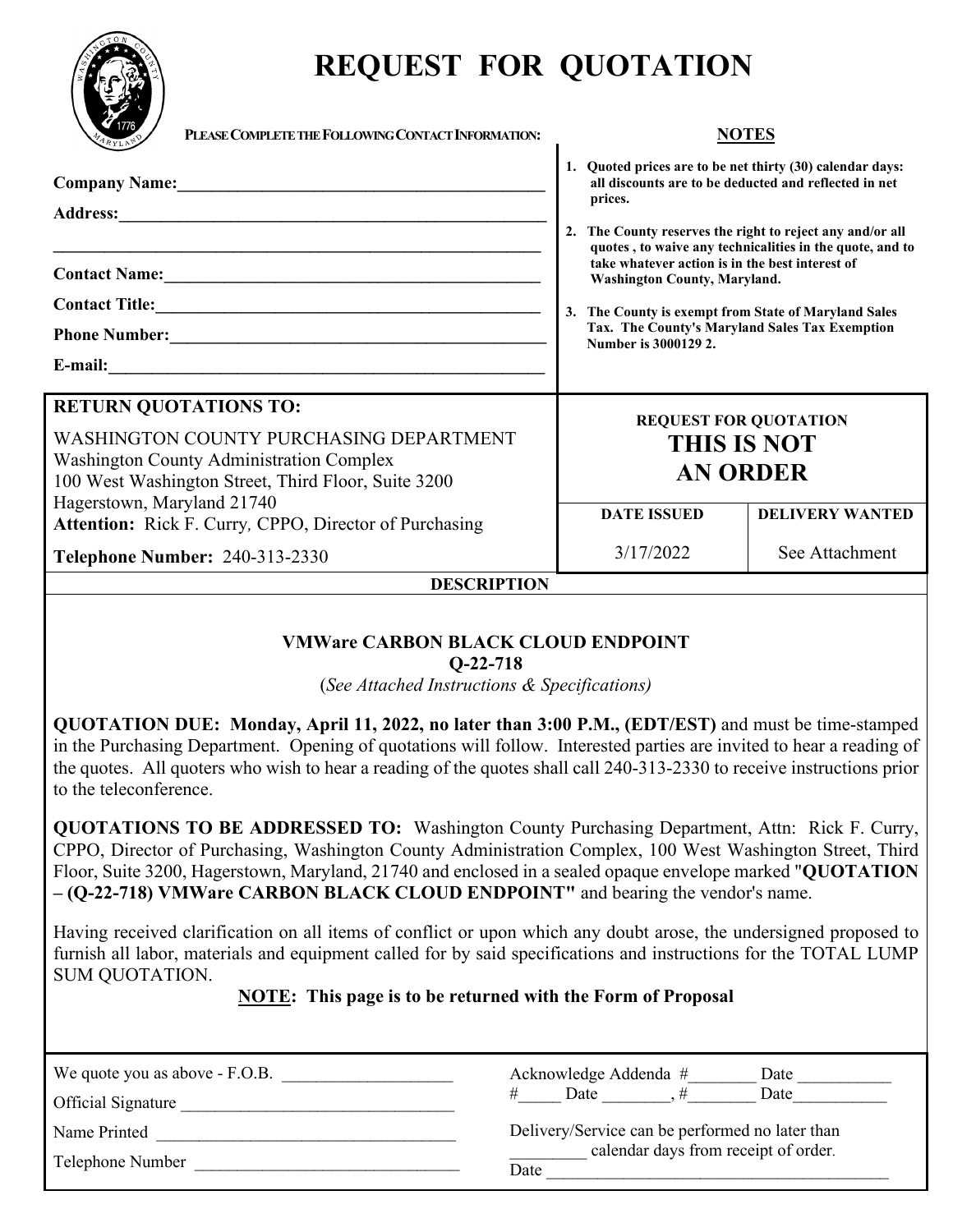# REQUEST FOR QUOTATION

**PLEASE COMPLETE THE FOLLOWING CONTACT INFORMATION:**

**Company Name:**___________________________________________

**Address:**___________________________________________________

_______________________________________________________________

**Contact Name:**_____________________________________________

**Contact Title:**______________________________________________

**Phone Number:**_____________________________________________

**E-mail:**____________________________________________________

## NOTES

1. **Quoted prices are to be net thirty (30) calendar days: all discounts are to be deducted and reflected in net prices.**
2. **The County reserves the right to reject any and/or all quotes , to waive any technicalities in the quote, and to take whatever action is in the best interest of Washington County, Maryland.**
3. **The County is exempt from State of Maryland Sales Tax. The County's Maryland Sales Tax Exemption Number is 3000129 2.**

**RETURN QUOTATIONS TO:**

WASHINGTON COUNTY PURCHASING DEPARTMENT
Washington County Administration Complex
100 West Washington Street, Third Floor, Suite 3200
Hagerstown, Maryland 21740
**Attention:** Rick F. Curry, CPPO, Director of Purchasing

**Telephone Number:** 240-313-2330

**REQUEST FOR QUOTATION**
**THIS IS NOT AN ORDER**

| DATE ISSUED | DELIVERY WANTED |
|---|---|
| 3/17/2022 | See Attachment |

**DESCRIPTION**

**VMWare CARBON BLACK CLOUD ENDPOINT**
**Q-22-718**
(*See Attached Instructions & Specifications)*

**QUOTATION DUE: Monday, April 11, 2022, no later than 3:00 P.M., (EDT/EST)** and must be time-stamped in the Purchasing Department. Opening of quotations will follow. Interested parties are invited to hear a reading of the quotes. All quoters who wish to hear a reading of the quotes shall call 240-313-2330 to receive instructions prior to the teleconference.

**QUOTATIONS TO BE ADDRESSED TO:** Washington County Purchasing Department, Attn: Rick F. Curry, CPPO, Director of Purchasing, Washington County Administration Complex, 100 West Washington Street, Third Floor, Suite 3200, Hagerstown, Maryland, 21740 and enclosed in a sealed opaque envelope marked "**QUOTATION – (Q-22-718) VMWare CARBON BLACK CLOUD ENDPOINT"** and bearing the vendor's name.

Having received clarification on all items of conflict or upon which any doubt arose, the undersigned proposed to furnish all labor, materials and equipment called for by said specifications and instructions for the TOTAL LUMP SUM QUOTATION.

**NOTE: This page is to be returned with the Form of Proposal**

We quote you as above - F.O.B. ____________________

Official Signature ________________________________

Name Printed ____________________________________

Telephone Number ________________________________

Acknowledge Addenda #________ Date ___________
#_____ Date ________, #________ Date___________

Delivery/Service can be performed no later than _________ calendar days from receipt of order.

Date __________________________________________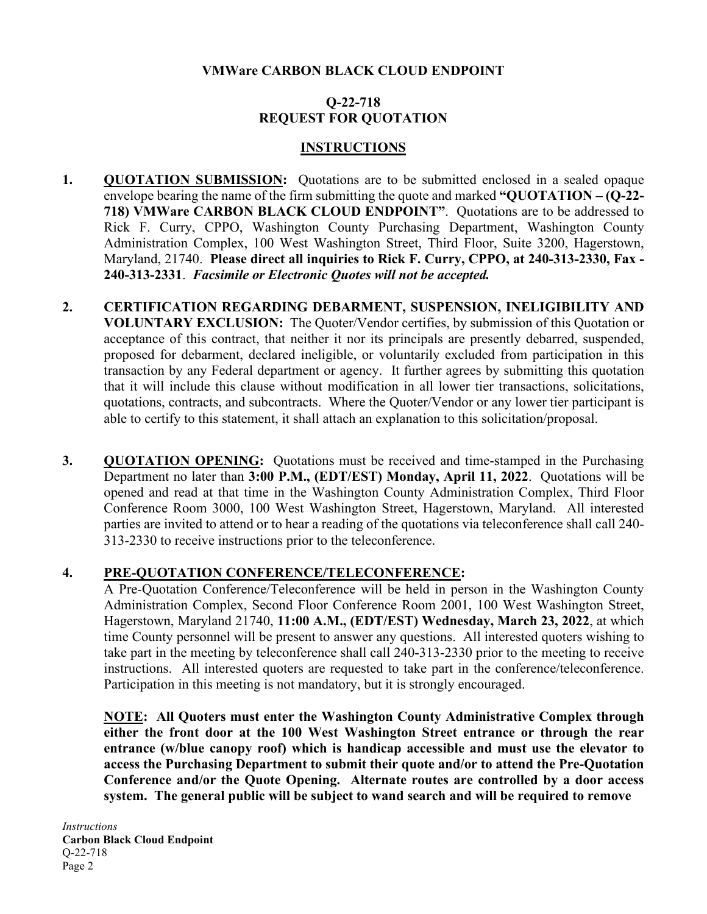**VMWare CARBON BLACK CLOUD ENDPOINT**

**Q-22-718**
**REQUEST FOR QUOTATION**

## INSTRUCTIONS

1. **QUOTATION SUBMISSION:** Quotations are to be submitted enclosed in a sealed opaque envelope bearing the name of the firm submitting the quote and marked **"QUOTATION – (Q-22-718) VMWare CARBON BLACK CLOUD ENDPOINT"**. Quotations are to be addressed to Rick F. Curry, CPPO, Washington County Purchasing Department, Washington County Administration Complex, 100 West Washington Street, Third Floor, Suite 3200, Hagerstown, Maryland, 21740. **Please direct all inquiries to Rick F. Curry, CPPO, at 240-313-2330, Fax - 240-313-2331**. ***Facsimile or Electronic Quotes will not be accepted.***

2. **CERTIFICATION REGARDING DEBARMENT, SUSPENSION, INELIGIBILITY AND VOLUNTARY EXCLUSION:** The Quoter/Vendor certifies, by submission of this Quotation or acceptance of this contract, that neither it nor its principals are presently debarred, suspended, proposed for debarment, declared ineligible, or voluntarily excluded from participation in this transaction by any Federal department or agency. It further agrees by submitting this quotation that it will include this clause without modification in all lower tier transactions, solicitations, quotations, contracts, and subcontracts. Where the Quoter/Vendor or any lower tier participant is able to certify to this statement, it shall attach an explanation to this solicitation/proposal.

3. **QUOTATION OPENING:** Quotations must be received and time-stamped in the Purchasing Department no later than **3:00 P.M., (EDT/EST) Monday, April 11, 2022**. Quotations will be opened and read at that time in the Washington County Administration Complex, Third Floor Conference Room 3000, 100 West Washington Street, Hagerstown, Maryland. All interested parties are invited to attend or to hear a reading of the quotations via teleconference shall call 240-313-2330 to receive instructions prior to the teleconference.

4. **PRE-QUOTATION CONFERENCE/TELECONFERENCE:**
A Pre-Quotation Conference/Teleconference will be held in person in the Washington County Administration Complex, Second Floor Conference Room 2001, 100 West Washington Street, Hagerstown, Maryland 21740, **11:00 A.M., (EDT/EST) Wednesday, March 23, 2022**, at which time County personnel will be present to answer any questions. All interested quoters wishing to take part in the meeting by teleconference shall call 240-313-2330 prior to the meeting to receive instructions. All interested quoters are requested to take part in the conference/teleconference. Participation in this meeting is not mandatory, but it is strongly encouraged.

   **NOTE: All Quoters must enter the Washington County Administrative Complex through either the front door at the 100 West Washington Street entrance or through the rear entrance (w/blue canopy roof) which is handicap accessible and must use the elevator to access the Purchasing Department to submit their quote and/or to attend the Pre-Quotation Conference and/or the Quote Opening. Alternate routes are controlled by a door access system. The general public will be subject to wand search and will be required to remove**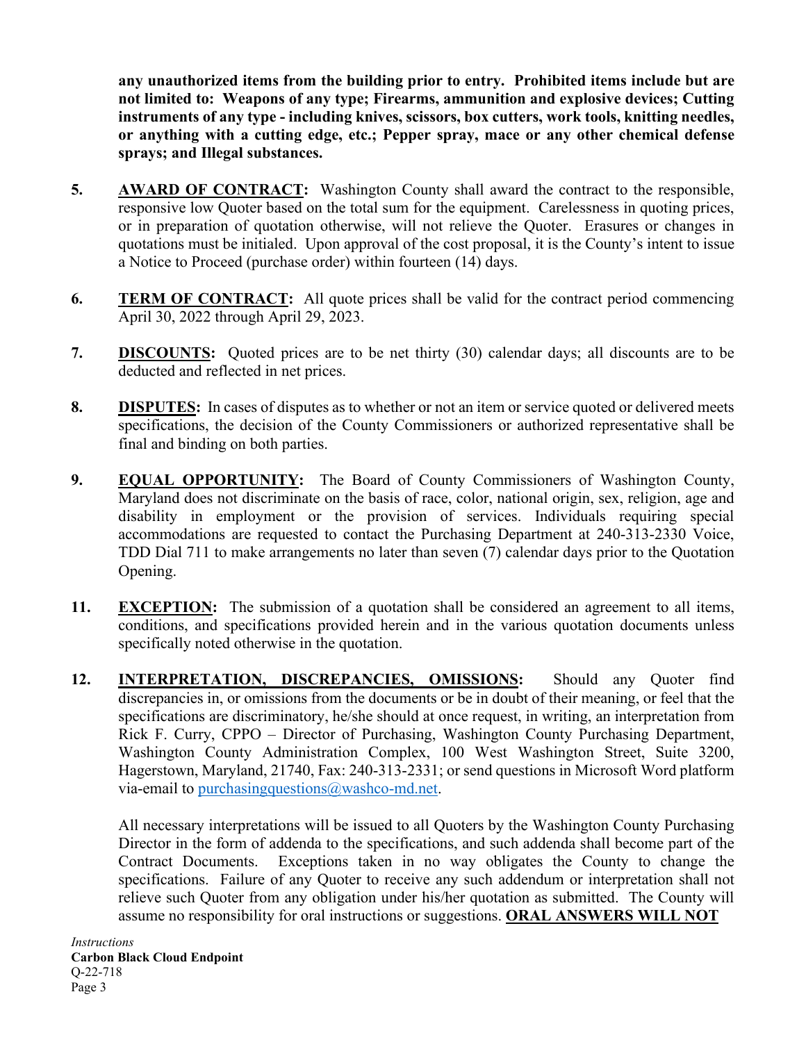**any unauthorized items from the building prior to entry. Prohibited items include but are not limited to: Weapons of any type; Firearms, ammunition and explosive devices; Cutting instruments of any type - including knives, scissors, box cutters, work tools, knitting needles, or anything with a cutting edge, etc.; Pepper spray, mace or any other chemical defense sprays; and Illegal substances.**

**5.** **AWARD OF CONTRACT:** Washington County shall award the contract to the responsible, responsive low Quoter based on the total sum for the equipment. Carelessness in quoting prices, or in preparation of quotation otherwise, will not relieve the Quoter. Erasures or changes in quotations must be initialed. Upon approval of the cost proposal, it is the County's intent to issue a Notice to Proceed (purchase order) within fourteen (14) days.

**6.** **TERM OF CONTRACT:** All quote prices shall be valid for the contract period commencing April 30, 2022 through April 29, 2023.

**7.** **DISCOUNTS:** Quoted prices are to be net thirty (30) calendar days; all discounts are to be deducted and reflected in net prices.

**8.** **DISPUTES:** In cases of disputes as to whether or not an item or service quoted or delivered meets specifications, the decision of the County Commissioners or authorized representative shall be final and binding on both parties.

**9.** **EQUAL OPPORTUNITY:** The Board of County Commissioners of Washington County, Maryland does not discriminate on the basis of race, color, national origin, sex, religion, age and disability in employment or the provision of services. Individuals requiring special accommodations are requested to contact the Purchasing Department at 240-313-2330 Voice, TDD Dial 711 to make arrangements no later than seven (7) calendar days prior to the Quotation Opening.

**11.** **EXCEPTION:** The submission of a quotation shall be considered an agreement to all items, conditions, and specifications provided herein and in the various quotation documents unless specifically noted otherwise in the quotation.

**12.** **INTERPRETATION, DISCREPANCIES, OMISSIONS:** Should any Quoter find discrepancies in, or omissions from the documents or be in doubt of their meaning, or feel that the specifications are discriminatory, he/she should at once request, in writing, an interpretation from Rick F. Curry, CPPO – Director of Purchasing, Washington County Purchasing Department, Washington County Administration Complex, 100 West Washington Street, Suite 3200, Hagerstown, Maryland, 21740, Fax: 240-313-2331; or send questions in Microsoft Word platform via-email to purchasingquestions@washco-md.net.

All necessary interpretations will be issued to all Quoters by the Washington County Purchasing Director in the form of addenda to the specifications, and such addenda shall become part of the Contract Documents. Exceptions taken in no way obligates the County to change the specifications. Failure of any Quoter to receive any such addendum or interpretation shall not relieve such Quoter from any obligation under his/her quotation as submitted. The County will assume no responsibility for oral instructions or suggestions. **ORAL ANSWERS WILL NOT**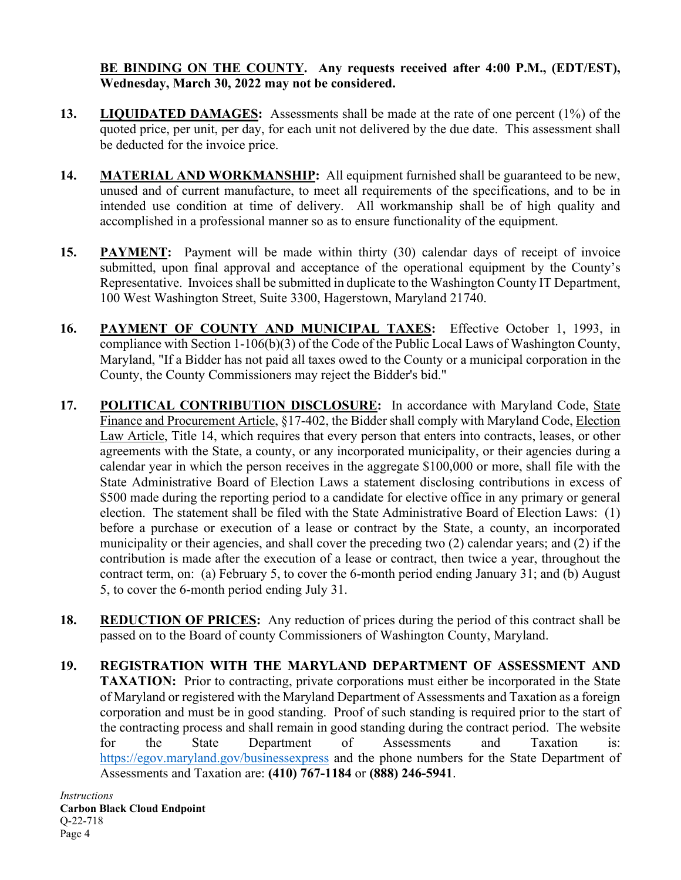**BE BINDING ON THE COUNTY. Any requests received after 4:00 P.M., (EDT/EST), Wednesday, March 30, 2022 may not be considered.**

**13. LIQUIDATED DAMAGES:** Assessments shall be made at the rate of one percent (1%) of the quoted price, per unit, per day, for each unit not delivered by the due date. This assessment shall be deducted for the invoice price.

**14. MATERIAL AND WORKMANSHIP:** All equipment furnished shall be guaranteed to be new, unused and of current manufacture, to meet all requirements of the specifications, and to be in intended use condition at time of delivery. All workmanship shall be of high quality and accomplished in a professional manner so as to ensure functionality of the equipment.

**15. PAYMENT:** Payment will be made within thirty (30) calendar days of receipt of invoice submitted, upon final approval and acceptance of the operational equipment by the County's Representative. Invoices shall be submitted in duplicate to the Washington County IT Department, 100 West Washington Street, Suite 3300, Hagerstown, Maryland 21740.

**16. PAYMENT OF COUNTY AND MUNICIPAL TAXES:** Effective October 1, 1993, in compliance with Section 1-106(b)(3) of the Code of the Public Local Laws of Washington County, Maryland, "If a Bidder has not paid all taxes owed to the County or a municipal corporation in the County, the County Commissioners may reject the Bidder's bid."

**17. POLITICAL CONTRIBUTION DISCLOSURE:** In accordance with Maryland Code, State Finance and Procurement Article, §17-402, the Bidder shall comply with Maryland Code, Election Law Article, Title 14, which requires that every person that enters into contracts, leases, or other agreements with the State, a county, or any incorporated municipality, or their agencies during a calendar year in which the person receives in the aggregate $100,000 or more, shall file with the State Administrative Board of Election Laws a statement disclosing contributions in excess of $500 made during the reporting period to a candidate for elective office in any primary or general election. The statement shall be filed with the State Administrative Board of Election Laws: (1) before a purchase or execution of a lease or contract by the State, a county, an incorporated municipality or their agencies, and shall cover the preceding two (2) calendar years; and (2) if the contribution is made after the execution of a lease or contract, then twice a year, throughout the contract term, on: (a) February 5, to cover the 6-month period ending January 31; and (b) August 5, to cover the 6-month period ending July 31.

**18. REDUCTION OF PRICES:** Any reduction of prices during the period of this contract shall be passed on to the Board of county Commissioners of Washington County, Maryland.

**19. REGISTRATION WITH THE MARYLAND DEPARTMENT OF ASSESSMENT AND TAXATION:** Prior to contracting, private corporations must either be incorporated in the State of Maryland or registered with the Maryland Department of Assessments and Taxation as a foreign corporation and must be in good standing. Proof of such standing is required prior to the start of the contracting process and shall remain in good standing during the contract period. The website for the State Department of Assessments and Taxation is: https://egov.maryland.gov/businessexpress and the phone numbers for the State Department of Assessments and Taxation are: **(410) 767-1184** or **(888) 246-5941**.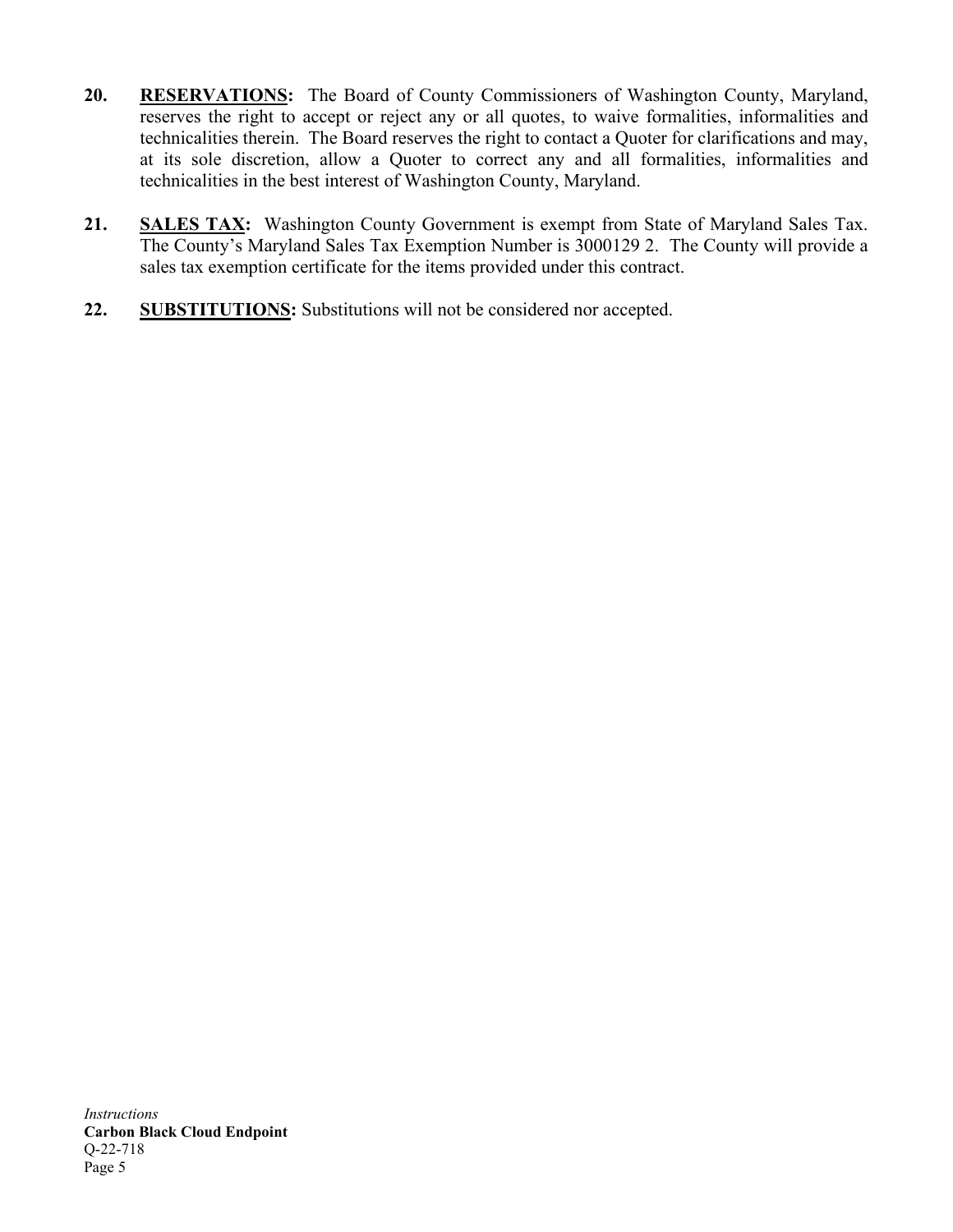20. **RESERVATIONS:** The Board of County Commissioners of Washington County, Maryland, reserves the right to accept or reject any or all quotes, to waive formalities, informalities and technicalities therein. The Board reserves the right to contact a Quoter for clarifications and may, at its sole discretion, allow a Quoter to correct any and all formalities, informalities and technicalities in the best interest of Washington County, Maryland.

21. **SALES TAX:** Washington County Government is exempt from State of Maryland Sales Tax. The County's Maryland Sales Tax Exemption Number is 3000129 2. The County will provide a sales tax exemption certificate for the items provided under this contract.

22. **SUBSTITUTIONS:** Substitutions will not be considered nor accepted.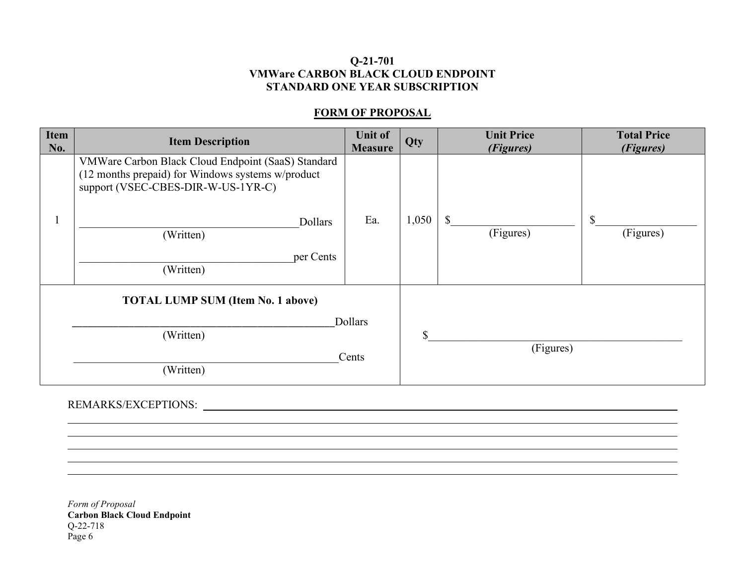**Q-21-701**
**VMWare CARBON BLACK CLOUD ENDPOINT**
**STANDARD ONE YEAR SUBSCRIPTION**

## FORM OF PROPOSAL

| Item No. | Item Description | Unit of Measure | Qty | Unit Price *(Figures)* | Total Price *(Figures)* |
|---|---|---|---|---|---|
| 1 | VMWare Carbon Black Cloud Endpoint (SaaS) Standard (12 months prepaid) for Windows systems w/product support (VSEC-CBES-DIR-W-US-1YR-C)<br><br>______________________________Dollars<br>(Written)<br><br>______________________________per Cents<br>(Written) | Ea. | 1,050 | $____________________<br>(Figures) | $________________<br>(Figures) |
| **TOTAL LUMP SUM (Item No. 1 above)**<br><br>______________________________Dollars<br>(Written)<br><br>______________________________Cents<br>(Written) | | | $______________________________________<br>(Figures) | | |

REMARKS/EXCEPTIONS: ____________________________________________________________

______________________________________________________________________________

______________________________________________________________________________

______________________________________________________________________________

______________________________________________________________________________

______________________________________________________________________________

*Form of Proposal*
**Carbon Black Cloud Endpoint**
Q-22-718